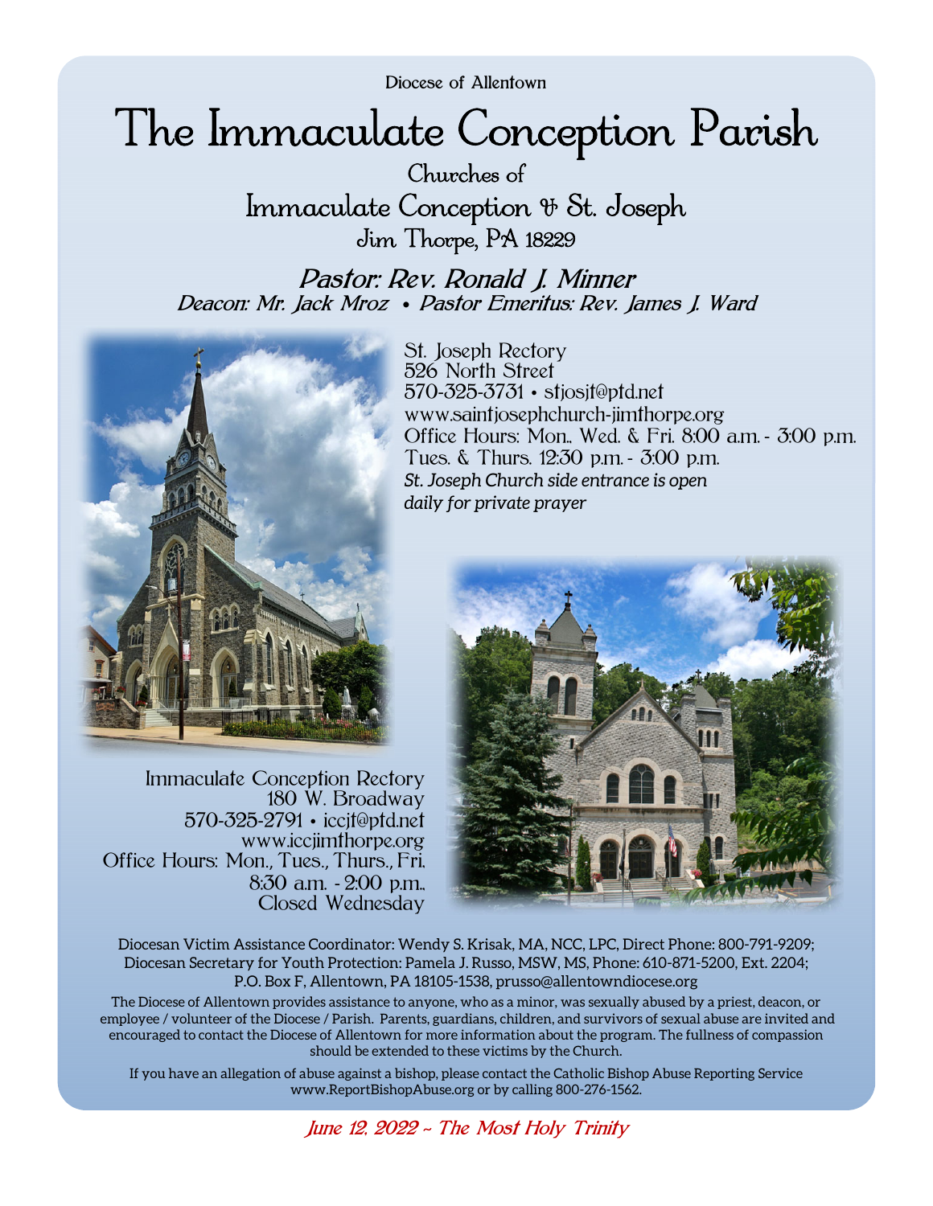Diocese of Allentown

# The Immaculate Conception Parish

## Churches of
## Immaculate Conception & St. Joseph
### Jim Thorpe, PA 18229

### *Pastor: Rev. Ronald J. Minner*
*Deacon: Mr. Jack Mroz • Pastor Emeritus: Rev. James J. Ward*

St. Joseph Rectory
526 North Street
570-325-3731 • stjosjt@ptd.net
www.saintjosephchurch-jimthorpe.org
Office Hours: Mon., Wed. & Fri. 8:00 a.m. - 3:00 p.m.
Tues. & Thurs. 12:30 p.m. - 3:00 p.m.
*St. Joseph Church side entrance is open daily for private prayer*

Immaculate Conception Rectory
180 W. Broadway
570-325-2791 • iccjt@ptd.net
www.iccjimthorpe.org
Office Hours: Mon., Tues., Thurs., Fri.
8:30 a.m. - 2:00 p.m.,
Closed Wednesday

Diocesan Victim Assistance Coordinator: Wendy S. Krisak, MA, NCC, LPC, Direct Phone: 800-791-9209;
Diocesan Secretary for Youth Protection: Pamela J. Russo, MSW, MS, Phone: 610-871-5200, Ext. 2204;
P.O. Box F, Allentown, PA 18105-1538, prusso@allentowndiocese.org

The Diocese of Allentown provides assistance to anyone, who as a minor, was sexually abused by a priest, deacon, or employee / volunteer of the Diocese / Parish. Parents, guardians, children, and survivors of sexual abuse are invited and encouraged to contact the Diocese of Allentown for more information about the program. The fullness of compassion should be extended to these victims by the Church.

If you have an allegation of abuse against a bishop, please contact the Catholic Bishop Abuse Reporting Service www.ReportBishopAbuse.org or by calling 800-276-1562.

*June 12, 2022 ~ The Most Holy Trinity*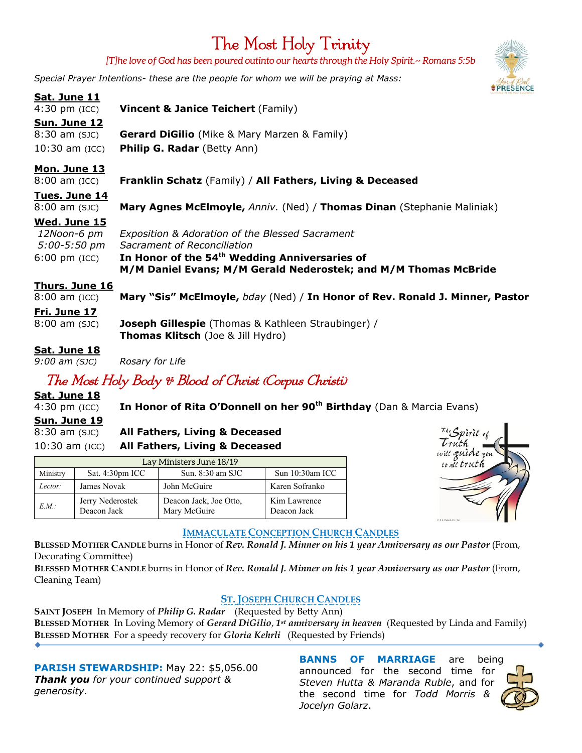# The Most Holy Trinity

*[T]he love of God has been poured outinto our hearts through the Holy Spirit.~ Romans 5:5b*

*Special Prayer Intentions- these are the people for whom we will be praying at Mass:*

**Sat. June 11**
4:30 pm (ICC) **Vincent & Janice Teichert** (Family)

**Sun. June 12**
8:30 am (SJC) **Gerard DiGilio** (Mike & Mary Marzen & Family)
10:30 am (ICC) **Philip G. Radar** (Betty Ann)

**Mon. June 13**
8:00 am (ICC) **Franklin Schatz** (Family) / **All Fathers, Living & Deceased**

**Tues. June 14**
8:00 am (SJC) **Mary Agnes McElmoyle,** *Anniv.* (Ned) / **Thomas Dinan** (Stephanie Maliniak)

**Wed. June 15**
*12Noon-6 pm* *Exposition & Adoration of the Blessed Sacrament*
*5:00-5:50 pm* *Sacrament of Reconciliation*
6:00 pm (ICC) **In Honor of the 54th Wedding Anniversaries of M/M Daniel Evans; M/M Gerald Nederostek; and M/M Thomas McBride**

**Thurs. June 16**
8:00 am (ICC) **Mary "Sis" McElmoyle,** *bday* (Ned) / **In Honor of Rev. Ronald J. Minner, Pastor**

**Fri. June 17**
8:00 am (SJC) **Joseph Gillespie** (Thomas & Kathleen Straubinger) / **Thomas Klitsch** (Joe & Jill Hydro)

**Sat. June 18**
*9:00 am (SJC)* *Rosary for Life*

## *The Most Holy Body & Blood of Christ (Corpus Christi)*

**Sat. June 18**
4:30 pm (ICC) **In Honor of Rita O'Donnell on her 90th Birthday** (Dan & Marcia Evans)

**Sun. June 19**
8:30 am (SJC) **All Fathers, Living & Deceased**
10:30 am (ICC) **All Fathers, Living & Deceased**

| Lay Ministers June 18/19 | | | |
|---|---|---|---|
| Ministry | Sat. 4:30pm ICC | Sun. 8:30 am SJC | Sun 10:30am ICC |
| *Lector:* | James Novak | John McGuire | Karen Sofranko |
| *E.M.:* | Jerry Nederostek Deacon Jack | Deacon Jack, Joe Otto, Mary McGuire | Kim Lawrence Deacon Jack |

### IMMACULATE CONCEPTION CHURCH CANDLES

**BLESSED MOTHER CANDLE** burns in Honor of ***Rev. Ronald J. Minner on his 1 year Anniversary as our Pastor*** (From, Decorating Committee)

**BLESSED MOTHER CANDLE** burns in Honor of ***Rev. Ronald J. Minner on his 1 year Anniversary as our Pastor*** (From, Cleaning Team)

### ST. JOSEPH CHURCH CANDLES

**SAINT JOSEPH** In Memory of ***Philip G. Radar*** (Requested by Betty Ann)
**BLESSED MOTHER** In Loving Memory of ***Gerard DiGilio***, ***1st anniversary in heaven*** (Requested by Linda and Family)
**BLESSED MOTHER** For a speedy recovery for ***Gloria Kehrli*** (Requested by Friends)

**PARISH STEWARDSHIP:** May 22: $5,056.00
***Thank you*** *for your continued support & generosity.*

**BANNS OF MARRIAGE** are being announced for the second time for *Steven Hutta & Maranda Ruble*, and for the second time for *Todd Morris & Jocelyn Golarz*.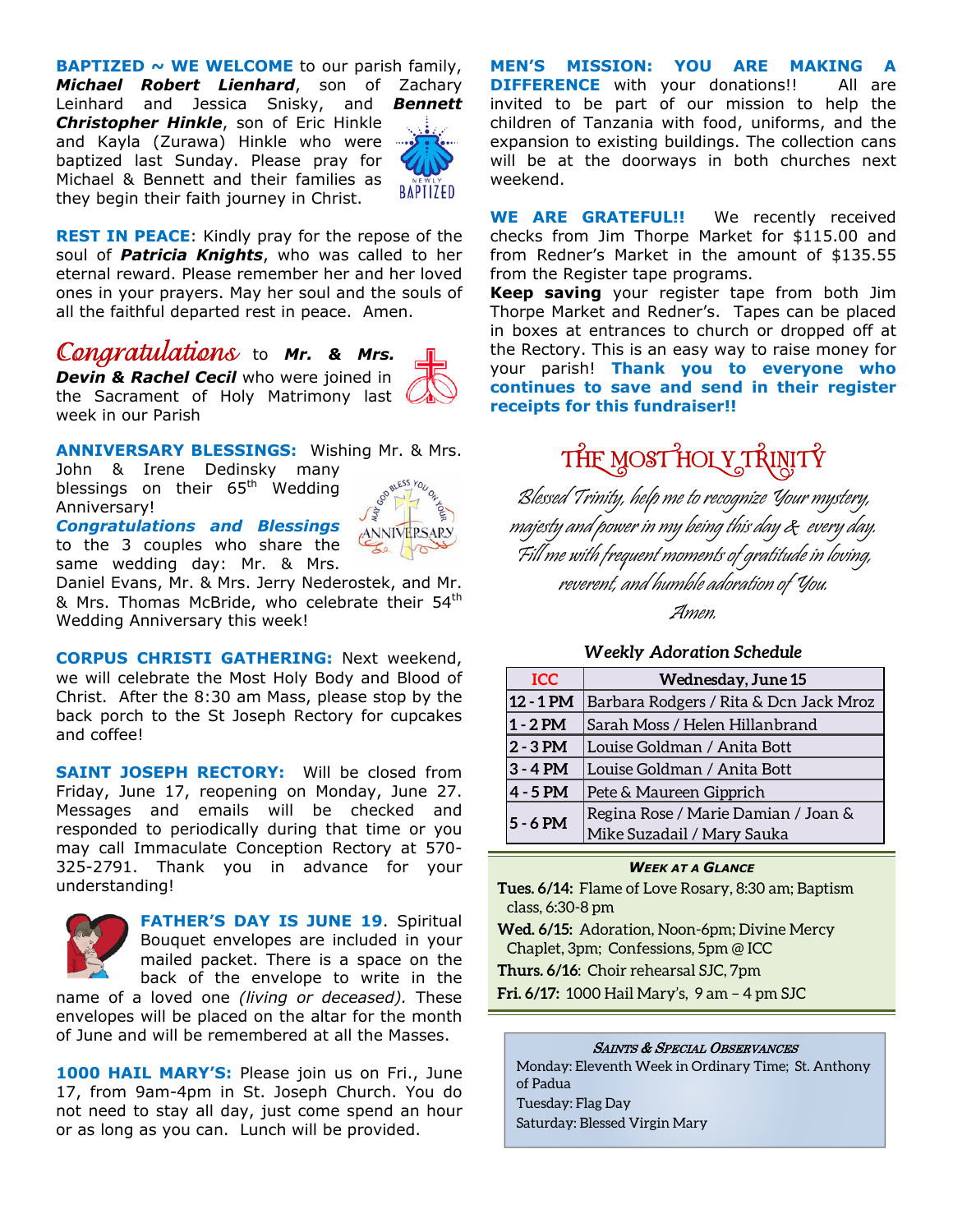**BAPTIZED ~ WE WELCOME** to our parish family, ***Michael Robert Lienhard***, son of Zachary Leinhard and Jessica Snisky, and ***Bennett Christopher Hinkle***, son of Eric Hinkle and Kayla (Zurawa) Hinkle who were baptized last Sunday. Please pray for Michael & Bennett and their families as they begin their faith journey in Christ.

**REST IN PEACE**: Kindly pray for the repose of the soul of ***Patricia Knights***, who was called to her eternal reward. Please remember her and her loved ones in your prayers. May her soul and the souls of all the faithful departed rest in peace. Amen.

*Congratulations* to ***Mr. & Mrs. Devin & Rachel Cecil*** who were joined in the Sacrament of Holy Matrimony last week in our Parish

**ANNIVERSARY BLESSINGS:** Wishing Mr. & Mrs. John & Irene Dedinsky many blessings on their 65th Wedding Anniversary!

***Congratulations and Blessings*** to the 3 couples who share the same wedding day: Mr. & Mrs. Daniel Evans, Mr. & Mrs. Jerry Nederostek, and Mr. & Mrs. Thomas McBride, who celebrate their 54th Wedding Anniversary this week!

**CORPUS CHRISTI GATHERING:** Next weekend, we will celebrate the Most Holy Body and Blood of Christ. After the 8:30 am Mass, please stop by the back porch to the St Joseph Rectory for cupcakes and coffee!

**SAINT JOSEPH RECTORY:** Will be closed from Friday, June 17, reopening on Monday, June 27. Messages and emails will be checked and responded to periodically during that time or you may call Immaculate Conception Rectory at 570-325-2791. Thank you in advance for your understanding!

**FATHER'S DAY IS JUNE 19**. Spiritual Bouquet envelopes are included in your mailed packet. There is a space on the back of the envelope to write in the name of a loved one *(living or deceased).* These envelopes will be placed on the altar for the month of June and will be remembered at all the Masses.

**1000 HAIL MARY'S:** Please join us on Fri., June 17, from 9am-4pm in St. Joseph Church. You do not need to stay all day, just come spend an hour or as long as you can. Lunch will be provided.

**MEN'S MISSION: YOU ARE MAKING A DIFFERENCE** with your donations!! All are invited to be part of our mission to help the children of Tanzania with food, uniforms, and the expansion to existing buildings. The collection cans will be at the doorways in both churches next weekend.

**WE ARE GRATEFUL!!** We recently received checks from Jim Thorpe Market for $115.00 and from Redner's Market in the amount of $135.55 from the Register tape programs.

**Keep saving** your register tape from both Jim Thorpe Market and Redner's. Tapes can be placed in boxes at entrances to church or dropped off at the Rectory. This is an easy way to raise money for your parish! **Thank you to everyone who continues to save and send in their register receipts for this fundraiser!!**

## THE MOST HOLY TRINITY

*Blessed Trinity, help me to recognize Your mystery, majesty and power in my being this day & every day. Fill me with frequent moments of gratitude in loving, reverent, and humble adoration of You. Amen.*

***Weekly Adoration Schedule***

| ICC | Wednesday, June 15 |
|---|---|
| 12 - 1 PM | Barbara Rodgers / Rita & Dcn Jack Mroz |
| 1 - 2 PM | Sarah Moss / Helen Hillanbrand |
| 2 - 3 PM | Louise Goldman / Anita Bott |
| 3 - 4 PM | Louise Goldman / Anita Bott |
| 4 - 5 PM | Pete & Maureen Gipprich |
| 5 - 6 PM | Regina Rose / Marie Damian / Joan & Mike Suzadail / Mary Sauka |

***WEEK AT A GLANCE***

**Tues. 6/14:** Flame of Love Rosary, 8:30 am; Baptism class, 6:30-8 pm

**Wed. 6/15:** Adoration, Noon-6pm; Divine Mercy Chaplet, 3pm; Confessions, 5pm @ ICC

**Thurs. 6/16**: Choir rehearsal SJC, 7pm

**Fri. 6/17:** 1000 Hail Mary's, 9 am – 4 pm SJC

***SAINTS & SPECIAL OBSERVANCES***

Monday: Eleventh Week in Ordinary Time; St. Anthony of Padua

Tuesday: Flag Day

Saturday: Blessed Virgin Mary